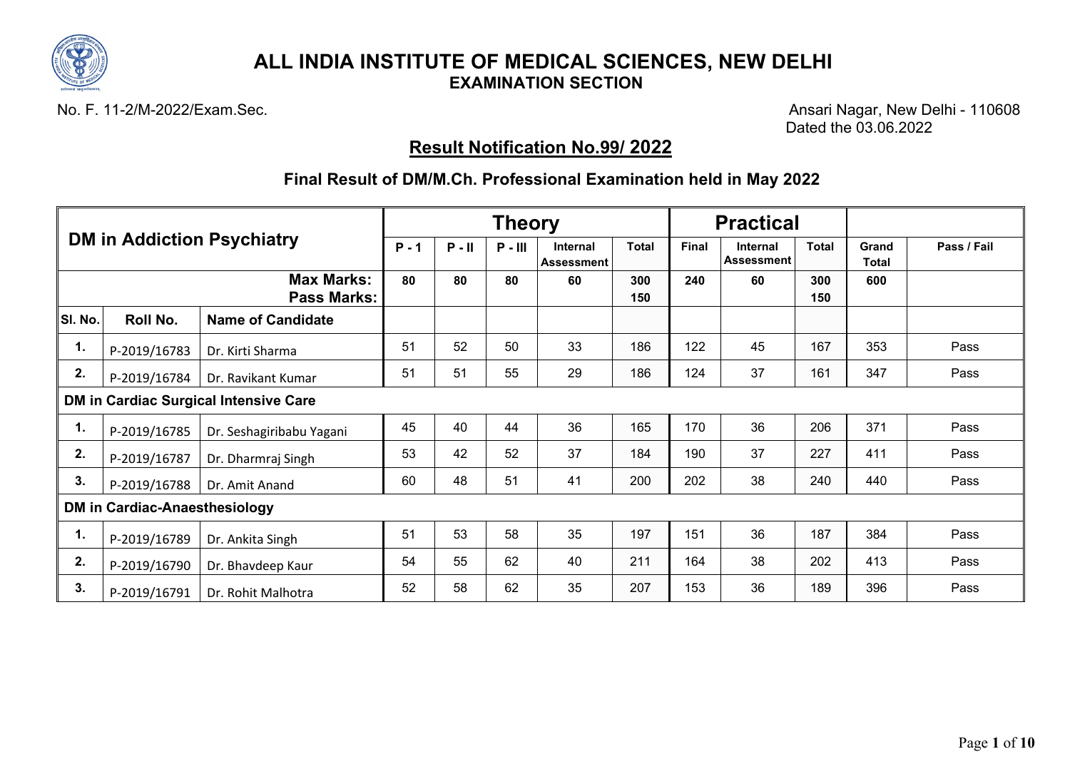# ALL INDIA INSTITUTE OF MEDICAL SCIENCES, NEW DELHI

## EXAMINATION SECTION

No. F. 11-2/M-2022/Exam.Sec.

Ansari Nagar, New Delhi - 110608
Dated the 03.06.2022

## Result Notification No.99/ 2022

### Final Result of DM/M.Ch. Professional Examination held in May 2022

| DM in Addiction Psychiatry | | | Theory | | | | | Practical | | | | |
|---|---|---|---|---|---|---|---|---|---|---|---|---|
| | | | P - 1 | P - II | P - III | Internal Assessment | Total | Final | Internal Assessment | Total | Grand Total | Pass / Fail |
| | | Max Marks: Pass Marks: | 80 | 80 | 80 | 60 | 300 150 | 240 | 60 | 300 150 | 600 | |
| Sl. No. | Roll No. | Name of Candidate | | | | | | | | | | |
| 1. | P-2019/16783 | Dr. Kirti Sharma | 51 | 52 | 50 | 33 | 186 | 122 | 45 | 167 | 353 | Pass |
| 2. | P-2019/16784 | Dr. Ravikant Kumar | 51 | 51 | 55 | 29 | 186 | 124 | 37 | 161 | 347 | Pass |
| **DM in Cardiac Surgical Intensive Care** | | | | | | | | | | | | |
| 1. | P-2019/16785 | Dr. Seshagiribabu Yagani | 45 | 40 | 44 | 36 | 165 | 170 | 36 | 206 | 371 | Pass |
| 2. | P-2019/16787 | Dr. Dharmraj Singh | 53 | 42 | 52 | 37 | 184 | 190 | 37 | 227 | 411 | Pass |
| 3. | P-2019/16788 | Dr. Amit Anand | 60 | 48 | 51 | 41 | 200 | 202 | 38 | 240 | 440 | Pass |
| **DM in Cardiac-Anaesthesiology** | | | | | | | | | | | | |
| 1. | P-2019/16789 | Dr. Ankita Singh | 51 | 53 | 58 | 35 | 197 | 151 | 36 | 187 | 384 | Pass |
| 2. | P-2019/16790 | Dr. Bhavdeep Kaur | 54 | 55 | 62 | 40 | 211 | 164 | 38 | 202 | 413 | Pass |
| 3. | P-2019/16791 | Dr. Rohit Malhotra | 52 | 58 | 62 | 35 | 207 | 153 | 36 | 189 | 396 | Pass |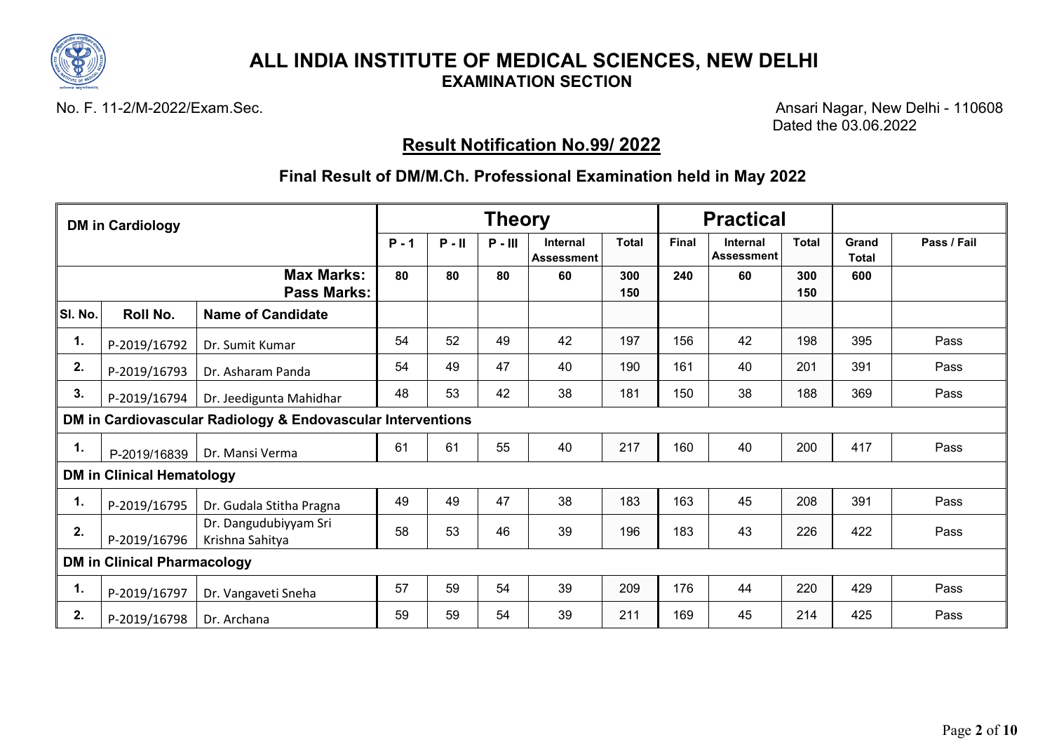# ALL INDIA INSTITUTE OF MEDICAL SCIENCES, NEW DELHI

## EXAMINATION SECTION

No. F. 11-2/M-2022/Exam.Sec.

Ansari Nagar, New Delhi - 110608
Dated the 03.06.2022

### Result Notification No.99/ 2022

### Final Result of DM/M.Ch. Professional Examination held in May 2022

| DM in Cardiology | | | Theory | | | | | Practical | | | | |
|---|---|---|---|---|---|---|---|---|---|---|---|---|
| | | | P - 1 | P - II | P - III | Internal Assessment | Total | Final | Internal Assessment | Total | Grand Total | Pass / Fail |
| | | Max Marks: | 80 | 80 | 80 | 60 | 300 | 240 | 60 | 300 | 600 | |
| | | Pass Marks: | | | | | 150 | | | 150 | | |
| Sl. No. | Roll No. | Name of Candidate | | | | | | | | | | |
| 1. | P-2019/16792 | Dr. Sumit Kumar | 54 | 52 | 49 | 42 | 197 | 156 | 42 | 198 | 395 | Pass |
| 2. | P-2019/16793 | Dr. Asharam Panda | 54 | 49 | 47 | 40 | 190 | 161 | 40 | 201 | 391 | Pass |
| 3. | P-2019/16794 | Dr. Jeedigunta Mahidhar | 48 | 53 | 42 | 38 | 181 | 150 | 38 | 188 | 369 | Pass |
| **DM in Cardiovascular Radiology & Endovascular Interventions** | | | | | | | | | | | | |
| 1. | P-2019/16839 | Dr. Mansi Verma | 61 | 61 | 55 | 40 | 217 | 160 | 40 | 200 | 417 | Pass |
| **DM in Clinical Hematology** | | | | | | | | | | | | |
| 1. | P-2019/16795 | Dr. Gudala Stitha Pragna | 49 | 49 | 47 | 38 | 183 | 163 | 45 | 208 | 391 | Pass |
| 2. | P-2019/16796 | Dr. Dangudubiyyam Sri Krishna Sahitya | 58 | 53 | 46 | 39 | 196 | 183 | 43 | 226 | 422 | Pass |
| **DM in Clinical Pharmacology** | | | | | | | | | | | | |
| 1. | P-2019/16797 | Dr. Vangaveti Sneha | 57 | 59 | 54 | 39 | 209 | 176 | 44 | 220 | 429 | Pass |
| 2. | P-2019/16798 | Dr. Archana | 59 | 59 | 54 | 39 | 211 | 169 | 45 | 214 | 425 | Pass |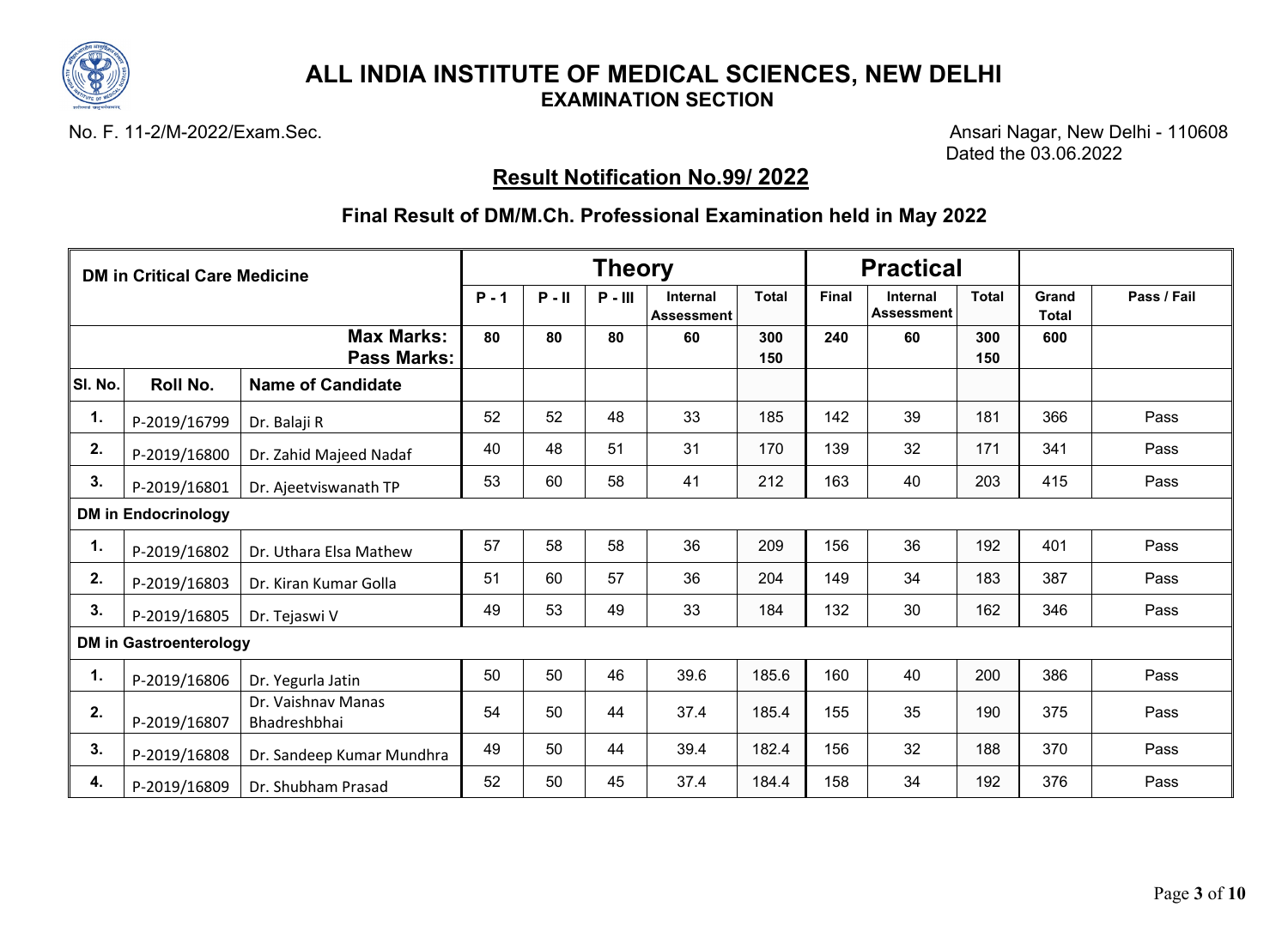# ALL INDIA INSTITUTE OF MEDICAL SCIENCES, NEW DELHI

## EXAMINATION SECTION

No. F. 11-2/M-2022/Exam.Sec.

Ansari Nagar, New Delhi - 110608
Dated the 03.06.2022

## Result Notification No.99/ 2022

### Final Result of DM/M.Ch. Professional Examination held in May 2022

| DM in Critical Care Medicine | | | Theory | | | | | Practical | | | | |
|---|---|---|---|---|---|---|---|---|---|---|---|---|
| | | | P - 1 | P - II | P - III | Internal Assessment | Total | Final | Internal Assessment | Total | Grand Total | Pass / Fail |
| | | Max Marks: | 80 | 80 | 80 | 60 | 300 | 240 | 60 | 300 | 600 | |
| | | Pass Marks: | | | | | 150 | | | 150 | | |
| Sl. No. | Roll No. | Name of Candidate | | | | | | | | | | |
| 1. | P-2019/16799 | Dr. Balaji R | 52 | 52 | 48 | 33 | 185 | 142 | 39 | 181 | 366 | Pass |
| 2. | P-2019/16800 | Dr. Zahid Majeed Nadaf | 40 | 48 | 51 | 31 | 170 | 139 | 32 | 171 | 341 | Pass |
| 3. | P-2019/16801 | Dr. Ajeetviswanath TP | 53 | 60 | 58 | 41 | 212 | 163 | 40 | 203 | 415 | Pass |
| **DM in Endocrinology** | | | | | | | | | | | | |
| 1. | P-2019/16802 | Dr. Uthara Elsa Mathew | 57 | 58 | 58 | 36 | 209 | 156 | 36 | 192 | 401 | Pass |
| 2. | P-2019/16803 | Dr. Kiran Kumar Golla | 51 | 60 | 57 | 36 | 204 | 149 | 34 | 183 | 387 | Pass |
| 3. | P-2019/16805 | Dr. Tejaswi V | 49 | 53 | 49 | 33 | 184 | 132 | 30 | 162 | 346 | Pass |
| **DM in Gastroenterology** | | | | | | | | | | | | |
| 1. | P-2019/16806 | Dr. Yegurla Jatin | 50 | 50 | 46 | 39.6 | 185.6 | 160 | 40 | 200 | 386 | Pass |
| 2. | P-2019/16807 | Dr. Vaishnav Manas Bhadreshbhai | 54 | 50 | 44 | 37.4 | 185.4 | 155 | 35 | 190 | 375 | Pass |
| 3. | P-2019/16808 | Dr. Sandeep Kumar Mundhra | 49 | 50 | 44 | 39.4 | 182.4 | 156 | 32 | 188 | 370 | Pass |
| 4. | P-2019/16809 | Dr. Shubham Prasad | 52 | 50 | 45 | 37.4 | 184.4 | 158 | 34 | 192 | 376 | Pass |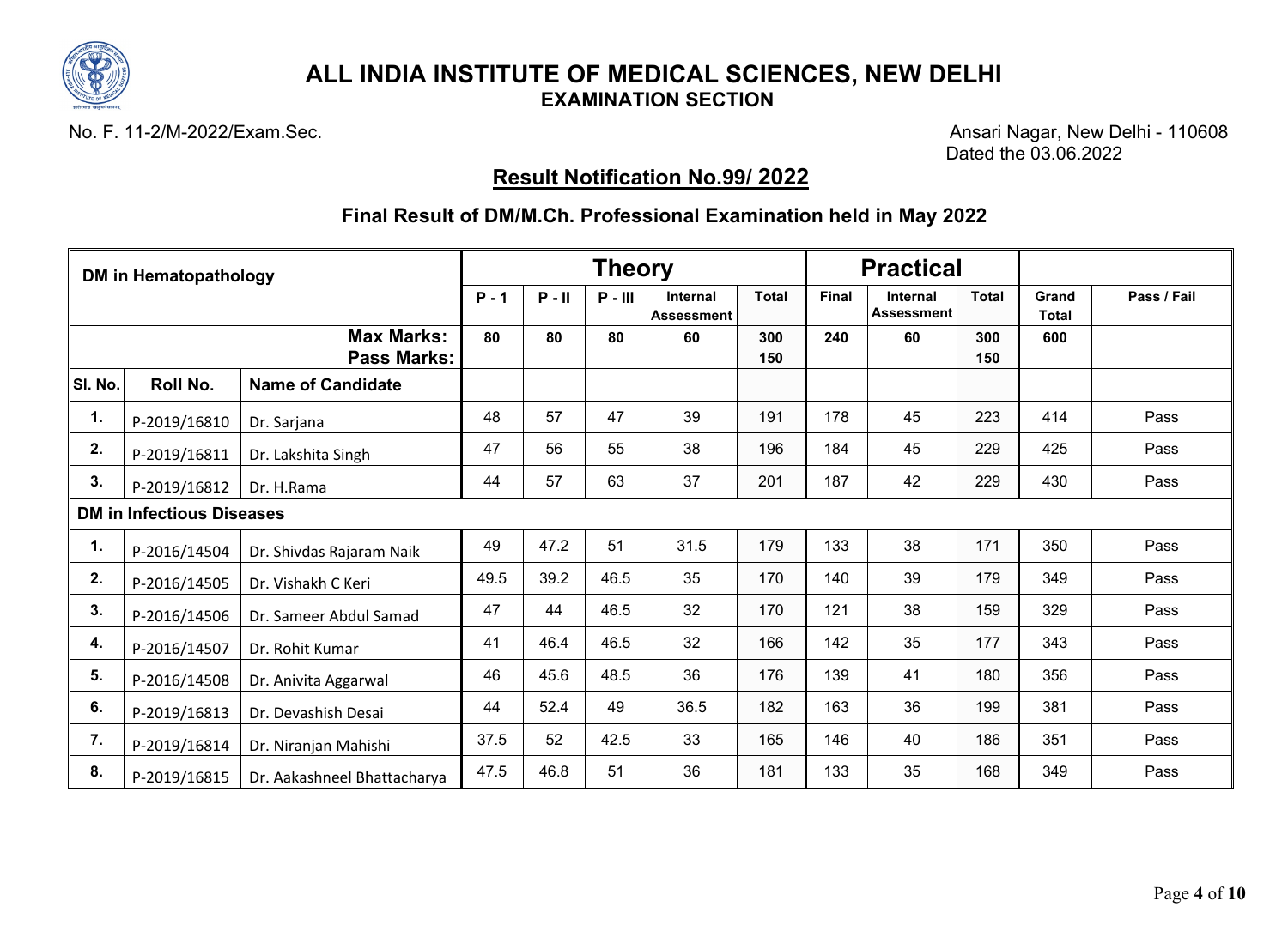# ALL INDIA INSTITUTE OF MEDICAL SCIENCES, NEW DELHI

**EXAMINATION SECTION**

No. F. 11-2/M-2022/Exam.Sec.

Ansari Nagar, New Delhi - 110608
Dated the 03.06.2022

## Result Notification No.99/ 2022

### Final Result of DM/M.Ch. Professional Examination held in May 2022

| DM in Hematopathology | | | Theory | | | | | Practical | | | | |
|---|---|---|---|---|---|---|---|---|---|---|---|---|
| | | | P - 1 | P - II | P - III | Internal Assessment | Total | Final | Internal Assessment | Total | Grand Total | Pass / Fail |
| | | Max Marks: | 80 | 80 | 80 | 60 | 300 | 240 | 60 | 300 | 600 | |
| | | Pass Marks: | | | | | 150 | | | 150 | | |
| Sl. No. | Roll No. | Name of Candidate | | | | | | | | | | |
| 1. | P-2019/16810 | Dr. Sarjana | 48 | 57 | 47 | 39 | 191 | 178 | 45 | 223 | 414 | Pass |
| 2. | P-2019/16811 | Dr. Lakshita Singh | 47 | 56 | 55 | 38 | 196 | 184 | 45 | 229 | 425 | Pass |
| 3. | P-2019/16812 | Dr. H.Rama | 44 | 57 | 63 | 37 | 201 | 187 | 42 | 229 | 430 | Pass |
| **DM in Infectious Diseases** | | | | | | | | | | | | |
| 1. | P-2016/14504 | Dr. Shivdas Rajaram Naik | 49 | 47.2 | 51 | 31.5 | 179 | 133 | 38 | 171 | 350 | Pass |
| 2. | P-2016/14505 | Dr. Vishakh C Keri | 49.5 | 39.2 | 46.5 | 35 | 170 | 140 | 39 | 179 | 349 | Pass |
| 3. | P-2016/14506 | Dr. Sameer Abdul Samad | 47 | 44 | 46.5 | 32 | 170 | 121 | 38 | 159 | 329 | Pass |
| 4. | P-2016/14507 | Dr. Rohit Kumar | 41 | 46.4 | 46.5 | 32 | 166 | 142 | 35 | 177 | 343 | Pass |
| 5. | P-2016/14508 | Dr. Anivita Aggarwal | 46 | 45.6 | 48.5 | 36 | 176 | 139 | 41 | 180 | 356 | Pass |
| 6. | P-2019/16813 | Dr. Devashish Desai | 44 | 52.4 | 49 | 36.5 | 182 | 163 | 36 | 199 | 381 | Pass |
| 7. | P-2019/16814 | Dr. Niranjan Mahishi | 37.5 | 52 | 42.5 | 33 | 165 | 146 | 40 | 186 | 351 | Pass |
| 8. | P-2019/16815 | Dr. Aakashneel Bhattacharya | 47.5 | 46.8 | 51 | 36 | 181 | 133 | 35 | 168 | 349 | Pass |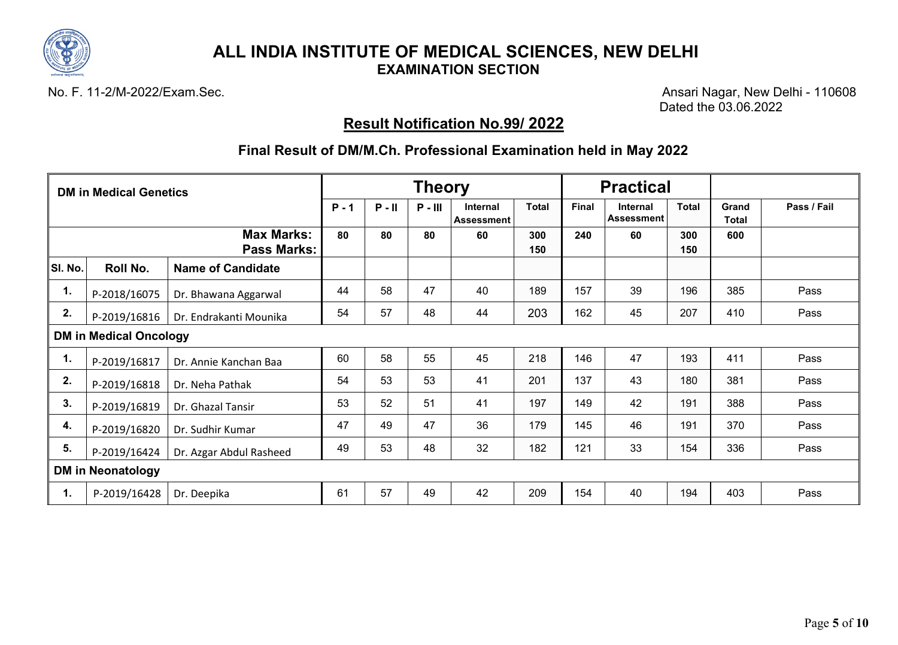# ALL INDIA INSTITUTE OF MEDICAL SCIENCES, NEW DELHI

## EXAMINATION SECTION

No. F. 11-2/M-2022/Exam.Sec.

Ansari Nagar, New Delhi - 110608

Dated the 03.06.2022

## Result Notification No.99/ 2022

### Final Result of DM/M.Ch. Professional Examination held in May 2022

| DM in Medical Genetics | | | Theory | | | | | Practical | | | | |
|---|---|---|---|---|---|---|---|---|---|---|---|---|
| | | | P - 1 | P - II | P - III | Internal Assessment | Total | Final | Internal Assessment | Total | Grand Total | Pass / Fail |
| | | Max Marks: Pass Marks: | 80 | 80 | 80 | 60 | 300 150 | 240 | 60 | 300 150 | 600 | |
| Sl. No. | Roll No. | Name of Candidate | | | | | | | | | | |
| 1. | P-2018/16075 | Dr. Bhawana Aggarwal | 44 | 58 | 47 | 40 | 189 | 157 | 39 | 196 | 385 | Pass |
| 2. | P-2019/16816 | Dr. Endrakanti Mounika | 54 | 57 | 48 | 44 | 203 | 162 | 45 | 207 | 410 | Pass |
| **DM in Medical Oncology** | | | | | | | | | | | | |
| 1. | P-2019/16817 | Dr. Annie Kanchan Baa | 60 | 58 | 55 | 45 | 218 | 146 | 47 | 193 | 411 | Pass |
| 2. | P-2019/16818 | Dr. Neha Pathak | 54 | 53 | 53 | 41 | 201 | 137 | 43 | 180 | 381 | Pass |
| 3. | P-2019/16819 | Dr. Ghazal Tansir | 53 | 52 | 51 | 41 | 197 | 149 | 42 | 191 | 388 | Pass |
| 4. | P-2019/16820 | Dr. Sudhir Kumar | 47 | 49 | 47 | 36 | 179 | 145 | 46 | 191 | 370 | Pass |
| 5. | P-2019/16424 | Dr. Azgar Abdul Rasheed | 49 | 53 | 48 | 32 | 182 | 121 | 33 | 154 | 336 | Pass |
| **DM in Neonatology** | | | | | | | | | | | | |
| 1. | P-2019/16428 | Dr. Deepika | 61 | 57 | 49 | 42 | 209 | 154 | 40 | 194 | 403 | Pass |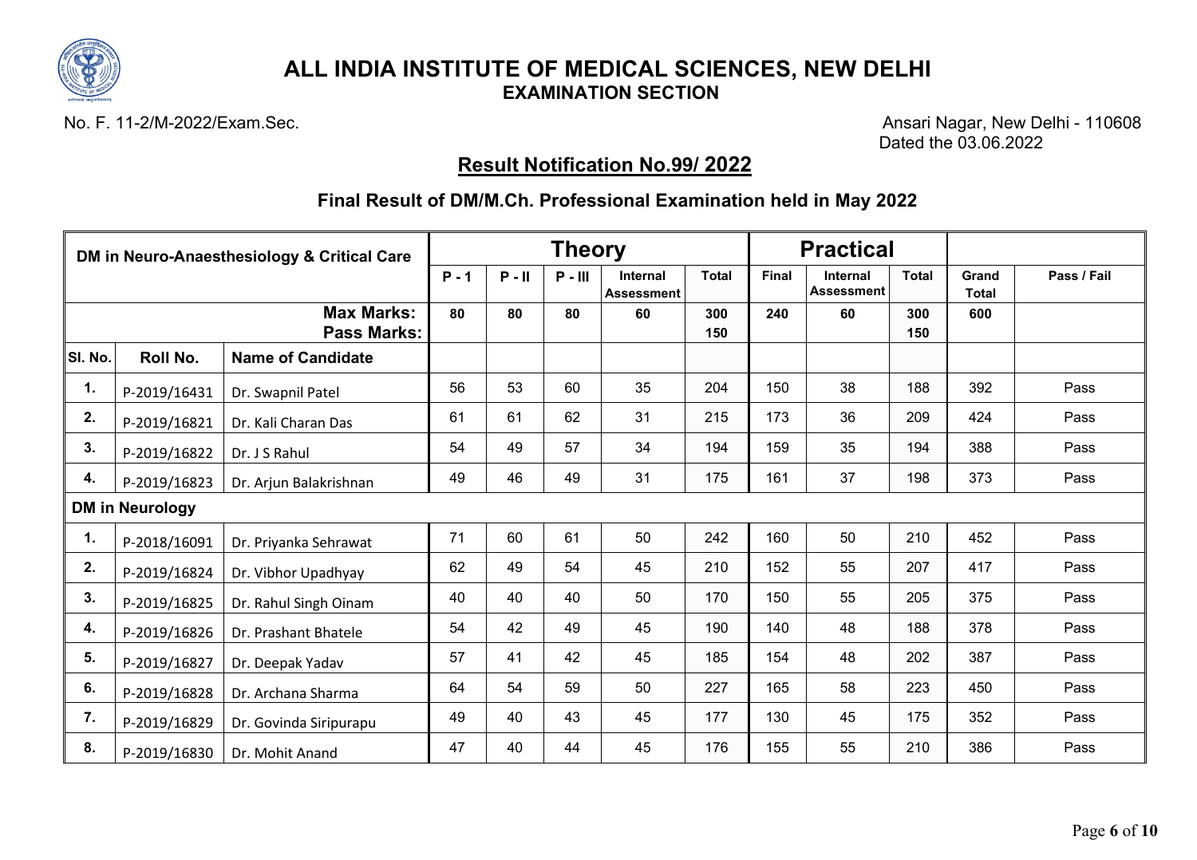# ALL INDIA INSTITUTE OF MEDICAL SCIENCES, NEW DELHI

## EXAMINATION SECTION

No. F. 11-2/M-2022/Exam.Sec.

Ansari Nagar, New Delhi - 110608
Dated the 03.06.2022

### Result Notification No.99/ 2022

### Final Result of DM/M.Ch. Professional Examination held in May 2022

| DM in Neuro-Anaesthesiology & Critical Care | | | Theory | | | | | Practical | | | | |
|---|---|---|---|---|---|---|---|---|---|---|---|---|
| | | | P - 1 | P - II | P - III | Internal Assessment | Total | Final | Internal Assessment | Total | Grand Total | Pass / Fail |
| | | Max Marks: | 80 | 80 | 80 | 60 | 300 | 240 | 60 | 300 | 600 | |
| | | Pass Marks: | | | | | 150 | | | 150 | | |
| Sl. No. | Roll No. | Name of Candidate | | | | | | | | | | |
| 1. | P-2019/16431 | Dr. Swapnil Patel | 56 | 53 | 60 | 35 | 204 | 150 | 38 | 188 | 392 | Pass |
| 2. | P-2019/16821 | Dr. Kali Charan Das | 61 | 61 | 62 | 31 | 215 | 173 | 36 | 209 | 424 | Pass |
| 3. | P-2019/16822 | Dr. J S Rahul | 54 | 49 | 57 | 34 | 194 | 159 | 35 | 194 | 388 | Pass |
| 4. | P-2019/16823 | Dr. Arjun Balakrishnan | 49 | 46 | 49 | 31 | 175 | 161 | 37 | 198 | 373 | Pass |
| **DM in Neurology** | | | | | | | | | | | | |
| 1. | P-2018/16091 | Dr. Priyanka Sehrawat | 71 | 60 | 61 | 50 | 242 | 160 | 50 | 210 | 452 | Pass |
| 2. | P-2019/16824 | Dr. Vibhor Upadhyay | 62 | 49 | 54 | 45 | 210 | 152 | 55 | 207 | 417 | Pass |
| 3. | P-2019/16825 | Dr. Rahul Singh Oinam | 40 | 40 | 40 | 50 | 170 | 150 | 55 | 205 | 375 | Pass |
| 4. | P-2019/16826 | Dr. Prashant Bhatele | 54 | 42 | 49 | 45 | 190 | 140 | 48 | 188 | 378 | Pass |
| 5. | P-2019/16827 | Dr. Deepak Yadav | 57 | 41 | 42 | 45 | 185 | 154 | 48 | 202 | 387 | Pass |
| 6. | P-2019/16828 | Dr. Archana Sharma | 64 | 54 | 59 | 50 | 227 | 165 | 58 | 223 | 450 | Pass |
| 7. | P-2019/16829 | Dr. Govinda Siripurapu | 49 | 40 | 43 | 45 | 177 | 130 | 45 | 175 | 352 | Pass |
| 8. | P-2019/16830 | Dr. Mohit Anand | 47 | 40 | 44 | 45 | 176 | 155 | 55 | 210 | 386 | Pass |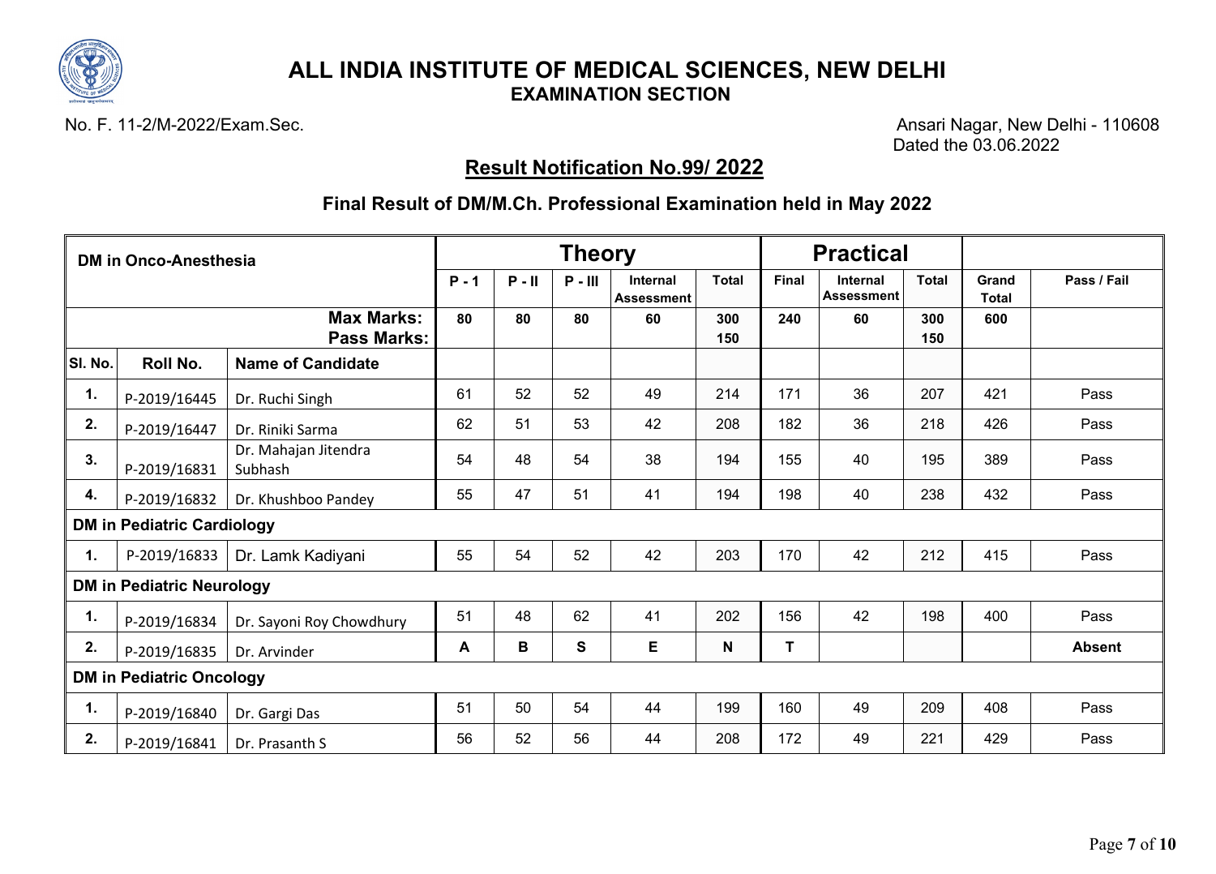# ALL INDIA INSTITUTE OF MEDICAL SCIENCES, NEW DELHI

## EXAMINATION SECTION

No. F. 11-2/M-2022/Exam.Sec.

Ansari Nagar, New Delhi - 110608
Dated the 03.06.2022

### Result Notification No.99/ 2022

### Final Result of DM/M.Ch. Professional Examination held in May 2022

| DM in Onco-Anesthesia | | | Theory | | | | | Practical | | | | |
|---|---|---|---|---|---|---|---|---|---|---|---|---|
| | | | P - 1 | P - II | P - III | Internal Assessment | Total | Final | Internal Assessment | Total | Grand Total | Pass / Fail |
| | | Max Marks: / Pass Marks: | 80 | 80 | 80 | 60 | 300 / 150 | 240 | 60 | 300 / 150 | 600 | |
| Sl. No. | Roll No. | Name of Candidate | | | | | | | | | | |
| 1. | P-2019/16445 | Dr. Ruchi Singh | 61 | 52 | 52 | 49 | 214 | 171 | 36 | 207 | 421 | Pass |
| 2. | P-2019/16447 | Dr. Riniki Sarma | 62 | 51 | 53 | 42 | 208 | 182 | 36 | 218 | 426 | Pass |
| 3. | P-2019/16831 | Dr. Mahajan Jitendra Subhash | 54 | 48 | 54 | 38 | 194 | 155 | 40 | 195 | 389 | Pass |
| 4. | P-2019/16832 | Dr. Khushboo Pandey | 55 | 47 | 51 | 41 | 194 | 198 | 40 | 238 | 432 | Pass |
| **DM in Pediatric Cardiology** | | | | | | | | | | | | |
| 1. | P-2019/16833 | Dr. Lamk Kadiyani | 55 | 54 | 52 | 42 | 203 | 170 | 42 | 212 | 415 | Pass |
| **DM in Pediatric Neurology** | | | | | | | | | | | | |
| 1. | P-2019/16834 | Dr. Sayoni Roy Chowdhury | 51 | 48 | 62 | 41 | 202 | 156 | 42 | 198 | 400 | Pass |
| 2. | P-2019/16835 | Dr. Arvinder | **A** | **B** | **S** | **E** | **N** | **T** | | | | **Absent** |
| **DM in Pediatric Oncology** | | | | | | | | | | | | |
| 1. | P-2019/16840 | Dr. Gargi Das | 51 | 50 | 54 | 44 | 199 | 160 | 49 | 209 | 408 | Pass |
| 2. | P-2019/16841 | Dr. Prasanth S | 56 | 52 | 56 | 44 | 208 | 172 | 49 | 221 | 429 | Pass |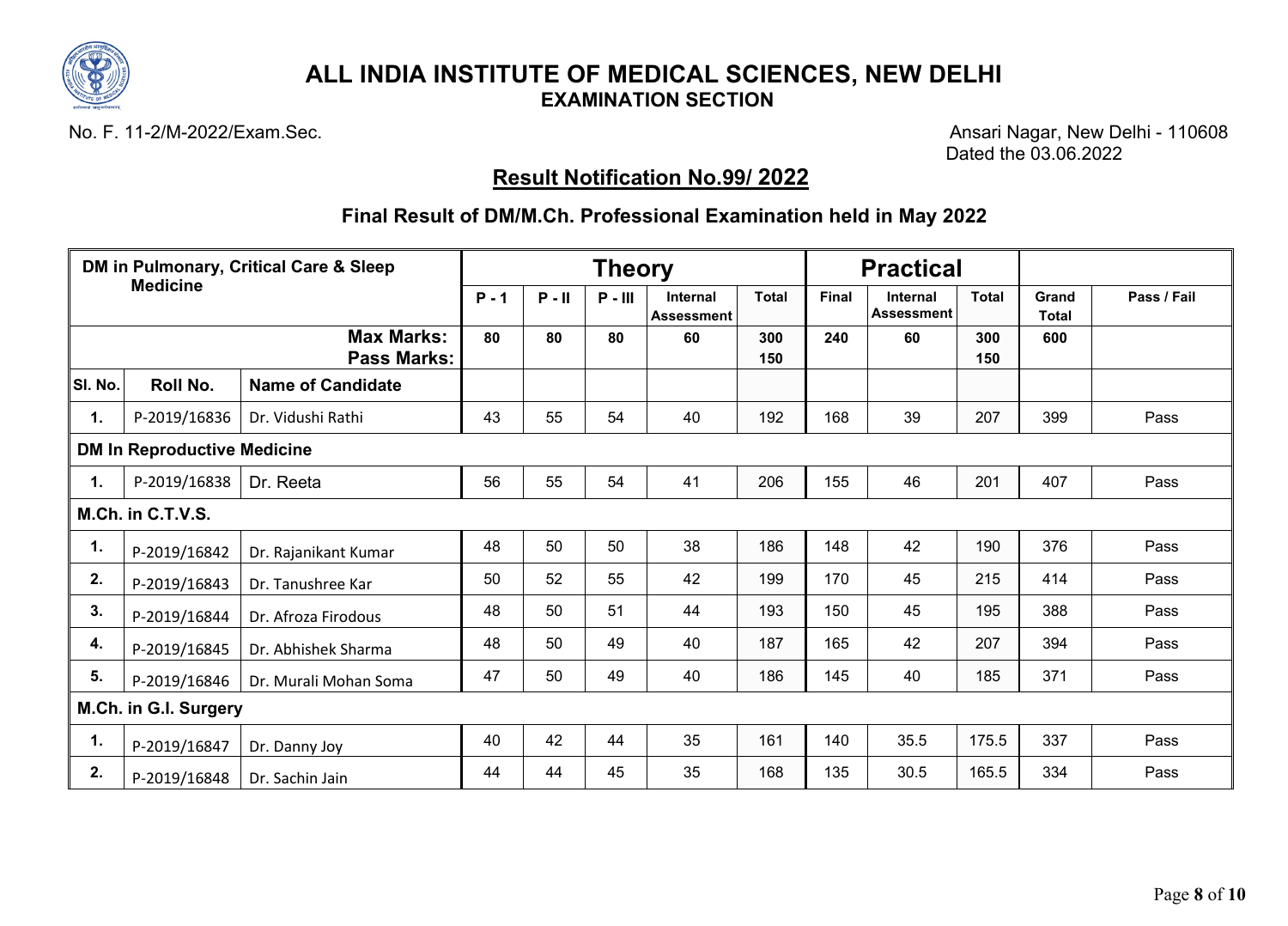# ALL INDIA INSTITUTE OF MEDICAL SCIENCES, NEW DELHI

## EXAMINATION SECTION

No. F. 11-2/M-2022/Exam.Sec.

Ansari Nagar, New Delhi - 110608
Dated the 03.06.2022

### Result Notification No.99/ 2022

### Final Result of DM/M.Ch. Professional Examination held in May 2022

| DM in Pulmonary, Critical Care & Sleep Medicine | | | Theory | | | | | Practical | | | | |
|---|---|---|---|---|---|---|---|---|---|---|---|---|
| | | | P - 1 | P - II | P - III | Internal Assessment | Total | Final | Internal Assessment | Total | Grand Total | Pass / Fail |
| | | Max Marks: | 80 | 80 | 80 | 60 | 300 | 240 | 60 | 300 | 600 | |
| | | Pass Marks: | | | | | 150 | | | 150 | | |
| Sl. No. | Roll No. | Name of Candidate | | | | | | | | | | |
| 1. | P-2019/16836 | Dr. Vidushi Rathi | 43 | 55 | 54 | 40 | 192 | 168 | 39 | 207 | 399 | Pass |
| **DM In Reproductive Medicine** | | | | | | | | | | | | |
| 1. | P-2019/16838 | Dr. Reeta | 56 | 55 | 54 | 41 | 206 | 155 | 46 | 201 | 407 | Pass |
| **M.Ch. in C.T.V.S.** | | | | | | | | | | | | |
| 1. | P-2019/16842 | Dr. Rajanikant Kumar | 48 | 50 | 50 | 38 | 186 | 148 | 42 | 190 | 376 | Pass |
| 2. | P-2019/16843 | Dr. Tanushree Kar | 50 | 52 | 55 | 42 | 199 | 170 | 45 | 215 | 414 | Pass |
| 3. | P-2019/16844 | Dr. Afroza Firodous | 48 | 50 | 51 | 44 | 193 | 150 | 45 | 195 | 388 | Pass |
| 4. | P-2019/16845 | Dr. Abhishek Sharma | 48 | 50 | 49 | 40 | 187 | 165 | 42 | 207 | 394 | Pass |
| 5. | P-2019/16846 | Dr. Murali Mohan Soma | 47 | 50 | 49 | 40 | 186 | 145 | 40 | 185 | 371 | Pass |
| **M.Ch. in G.I. Surgery** | | | | | | | | | | | | |
| 1. | P-2019/16847 | Dr. Danny Joy | 40 | 42 | 44 | 35 | 161 | 140 | 35.5 | 175.5 | 337 | Pass |
| 2. | P-2019/16848 | Dr. Sachin Jain | 44 | 44 | 45 | 35 | 168 | 135 | 30.5 | 165.5 | 334 | Pass |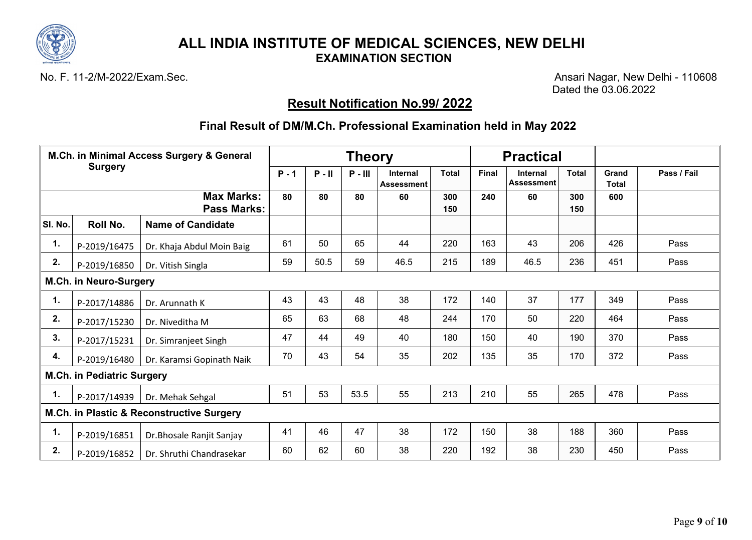# ALL INDIA INSTITUTE OF MEDICAL SCIENCES, NEW DELHI

## EXAMINATION SECTION

No. F. 11-2/M-2022/Exam.Sec.

Ansari Nagar, New Delhi - 110608
Dated the 03.06.2022

## Result Notification No.99/ 2022

### Final Result of DM/M.Ch. Professional Examination held in May 2022

| M.Ch. in Minimal Access Surgery & General Surgery | | | Theory | | | | | Practical | | | | |
|---|---|---|---|---|---|---|---|---|---|---|---|---|
| | | | P - 1 | P - II | P - III | Internal Assessment | Total | Final | Internal Assessment | Total | Grand Total | Pass / Fail |
| | | Max Marks: Pass Marks: | 80 | 80 | 80 | 60 | 300 150 | 240 | 60 | 300 150 | 600 | |
| Sl. No. | Roll No. | Name of Candidate | | | | | | | | | | |
| 1. | P-2019/16475 | Dr. Khaja Abdul Moin Baig | 61 | 50 | 65 | 44 | 220 | 163 | 43 | 206 | 426 | Pass |
| 2. | P-2019/16850 | Dr. Vitish Singla | 59 | 50.5 | 59 | 46.5 | 215 | 189 | 46.5 | 236 | 451 | Pass |
| **M.Ch. in Neuro-Surgery** | | | | | | | | | | | | |
| 1. | P-2017/14886 | Dr. Arunnath K | 43 | 43 | 48 | 38 | 172 | 140 | 37 | 177 | 349 | Pass |
| 2. | P-2017/15230 | Dr. Niveditha M | 65 | 63 | 68 | 48 | 244 | 170 | 50 | 220 | 464 | Pass |
| 3. | P-2017/15231 | Dr. Simranjeet Singh | 47 | 44 | 49 | 40 | 180 | 150 | 40 | 190 | 370 | Pass |
| 4. | P-2019/16480 | Dr. Karamsi Gopinath Naik | 70 | 43 | 54 | 35 | 202 | 135 | 35 | 170 | 372 | Pass |
| **M.Ch. in Pediatric Surgery** | | | | | | | | | | | | |
| 1. | P-2017/14939 | Dr. Mehak Sehgal | 51 | 53 | 53.5 | 55 | 213 | 210 | 55 | 265 | 478 | Pass |
| **M.Ch. in Plastic & Reconstructive Surgery** | | | | | | | | | | | | |
| 1. | P-2019/16851 | Dr.Bhosale Ranjit Sanjay | 41 | 46 | 47 | 38 | 172 | 150 | 38 | 188 | 360 | Pass |
| 2. | P-2019/16852 | Dr. Shruthi Chandrasekar | 60 | 62 | 60 | 38 | 220 | 192 | 38 | 230 | 450 | Pass |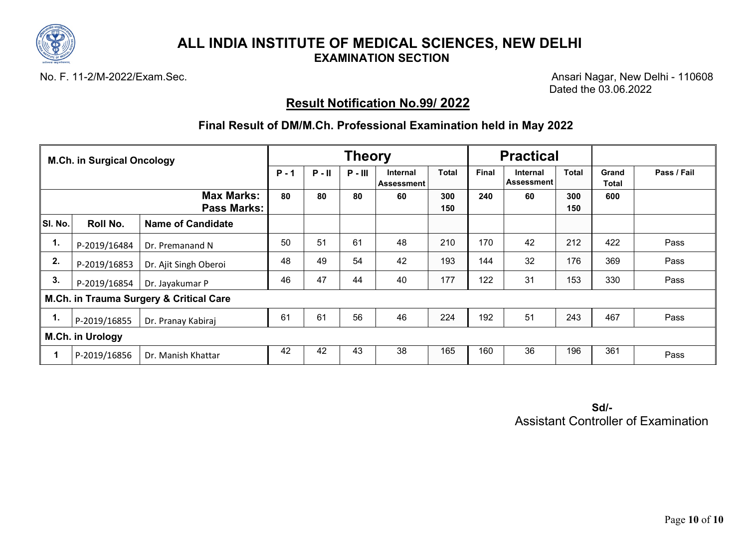# ALL INDIA INSTITUTE OF MEDICAL SCIENCES, NEW DELHI
## EXAMINATION SECTION

No. F. 11-2/M-2022/Exam.Sec.

Ansari Nagar, New Delhi - 110608
Dated the 03.06.2022

### Result Notification No.99/ 2022

### Final Result of DM/M.Ch. Professional Examination held in May 2022

| M.Ch. in Surgical Oncology | | | Theory | | | | | Practical | | | | |
|---|---|---|---|---|---|---|---|---|---|---|---|---|
| | | | P - 1 | P - II | P - III | Internal Assessment | Total | Final | Internal Assessment | Total | Grand Total | Pass / Fail |
| | | Max Marks: | 80 | 80 | 80 | 60 | 300 | 240 | 60 | 300 | 600 | |
| | | Pass Marks: | | | | | 150 | | | 150 | | |
| Sl. No. | Roll No. | Name of Candidate | | | | | | | | | | |
| 1. | P-2019/16484 | Dr. Premanand N | 50 | 51 | 61 | 48 | 210 | 170 | 42 | 212 | 422 | Pass |
| 2. | P-2019/16853 | Dr. Ajit Singh Oberoi | 48 | 49 | 54 | 42 | 193 | 144 | 32 | 176 | 369 | Pass |
| 3. | P-2019/16854 | Dr. Jayakumar P | 46 | 47 | 44 | 40 | 177 | 122 | 31 | 153 | 330 | Pass |
| **M.Ch. in Trauma Surgery & Critical Care** | | | | | | | | | | | | |
| 1. | P-2019/16855 | Dr. Pranay Kabiraj | 61 | 61 | 56 | 46 | 224 | 192 | 51 | 243 | 467 | Pass |
| **M.Ch. in Urology** | | | | | | | | | | | | |
| 1 | P-2019/16856 | Dr. Manish Khattar | 42 | 42 | 43 | 38 | 165 | 160 | 36 | 196 | 361 | Pass |

Sd/-
Assistant Controller of Examination